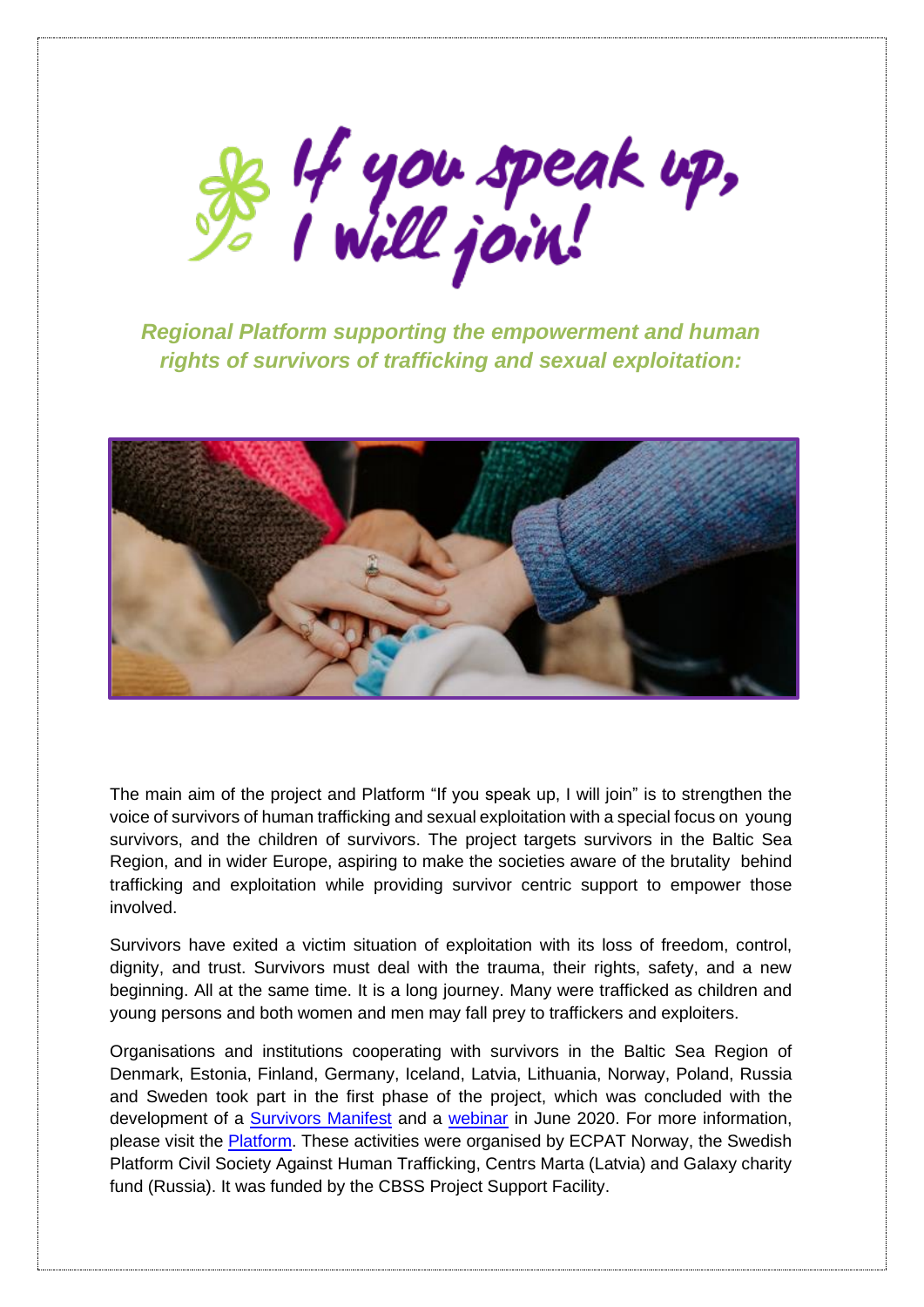# If you speak up, I will join!

***Regional Platform supporting the empowerment and human rights of survivors of trafficking and sexual exploitation:***

The main aim of the project and Platform "If you speak up, I will join" is to strengthen the voice of survivors of human trafficking and sexual exploitation with a special focus on young survivors, and the children of survivors. The project targets survivors in the Baltic Sea Region, and in wider Europe, aspiring to make the societies aware of the brutality behind trafficking and exploitation while providing survivor centric support to empower those involved.

Survivors have exited a victim situation of exploitation with its loss of freedom, control, dignity, and trust. Survivors must deal with the trauma, their rights, safety, and a new beginning. All at the same time. It is a long journey. Many were trafficked as children and young persons and both women and men may fall prey to traffickers and exploiters.

Organisations and institutions cooperating with survivors in the Baltic Sea Region of Denmark, Estonia, Finland, Germany, Iceland, Latvia, Lithuania, Norway, Poland, Russia and Sweden took part in the first phase of the project, which was concluded with the development of a Survivors Manifest and a webinar in June 2020. For more information, please visit the Platform. These activities were organised by ECPAT Norway, the Swedish Platform Civil Society Against Human Trafficking, Centrs Marta (Latvia) and Galaxy charity fund (Russia). It was funded by the CBSS Project Support Facility.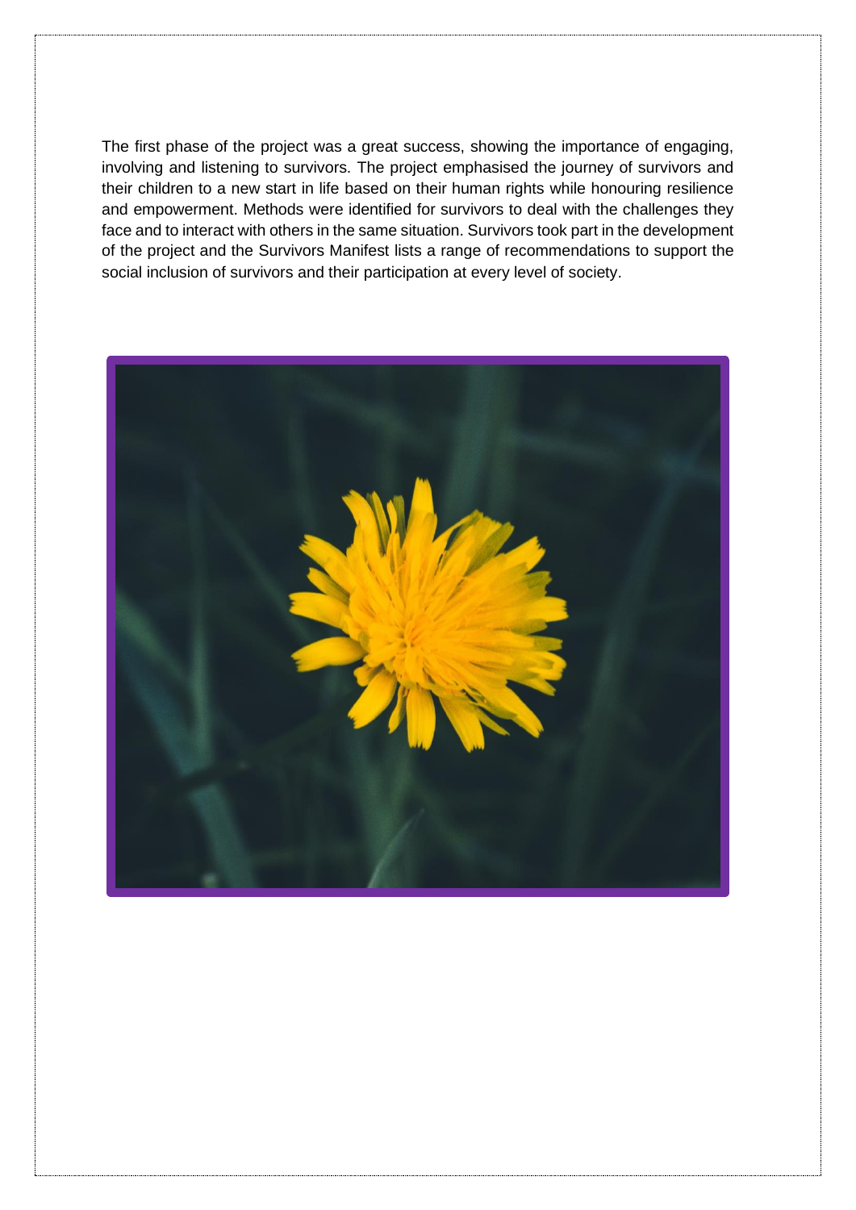The first phase of the project was a great success, showing the importance of engaging, involving and listening to survivors. The project emphasised the journey of survivors and their children to a new start in life based on their human rights while honouring resilience and empowerment. Methods were identified for survivors to deal with the challenges they face and to interact with others in the same situation. Survivors took part in the development of the project and the Survivors Manifest lists a range of recommendations to support the social inclusion of survivors and their participation at every level of society.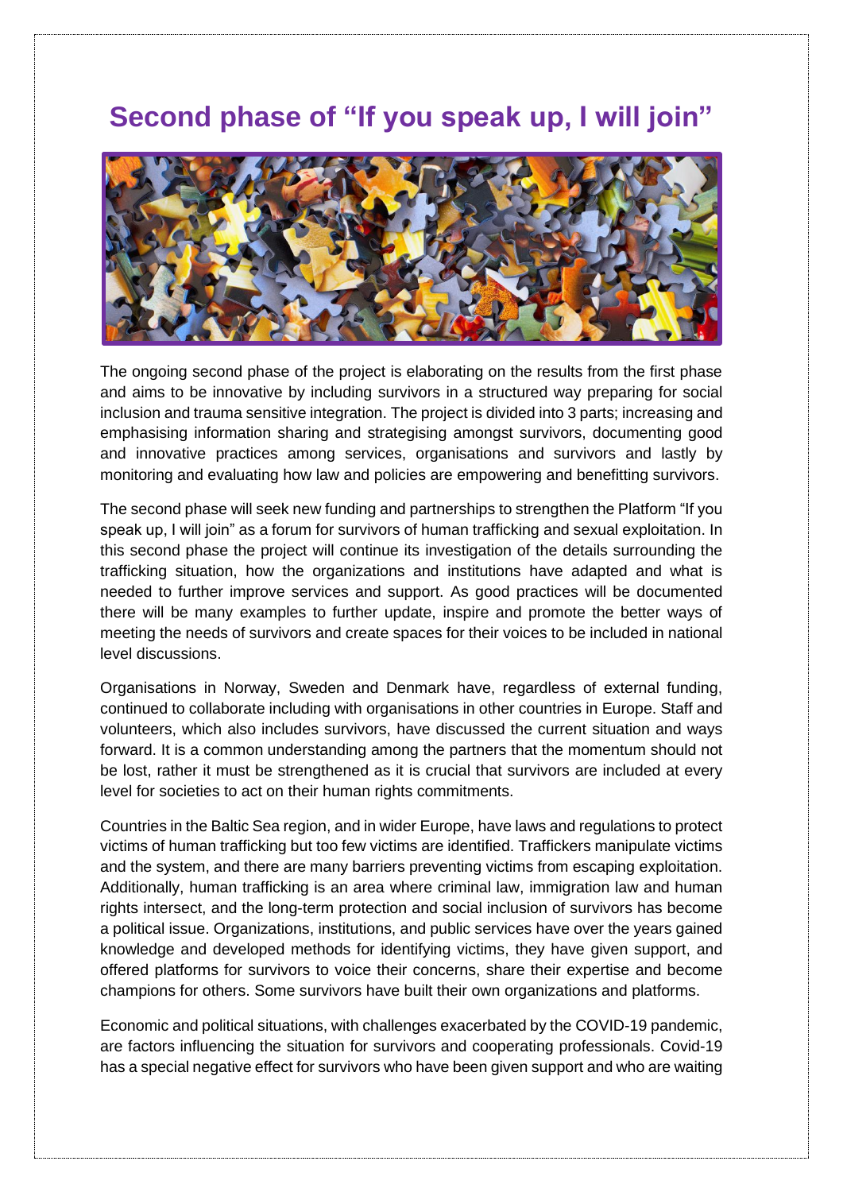# Second phase of "If you speak up, I will join"

The ongoing second phase of the project is elaborating on the results from the first phase and aims to be innovative by including survivors in a structured way preparing for social inclusion and trauma sensitive integration. The project is divided into 3 parts; increasing and emphasising information sharing and strategising amongst survivors, documenting good and innovative practices among services, organisations and survivors and lastly by monitoring and evaluating how law and policies are empowering and benefitting survivors.

The second phase will seek new funding and partnerships to strengthen the Platform "If you speak up, I will join" as a forum for survivors of human trafficking and sexual exploitation. In this second phase the project will continue its investigation of the details surrounding the trafficking situation, how the organizations and institutions have adapted and what is needed to further improve services and support. As good practices will be documented there will be many examples to further update, inspire and promote the better ways of meeting the needs of survivors and create spaces for their voices to be included in national level discussions.

Organisations in Norway, Sweden and Denmark have, regardless of external funding, continued to collaborate including with organisations in other countries in Europe. Staff and volunteers, which also includes survivors, have discussed the current situation and ways forward. It is a common understanding among the partners that the momentum should not be lost, rather it must be strengthened as it is crucial that survivors are included at every level for societies to act on their human rights commitments.

Countries in the Baltic Sea region, and in wider Europe, have laws and regulations to protect victims of human trafficking but too few victims are identified. Traffickers manipulate victims and the system, and there are many barriers preventing victims from escaping exploitation. Additionally, human trafficking is an area where criminal law, immigration law and human rights intersect, and the long-term protection and social inclusion of survivors has become a political issue. Organizations, institutions, and public services have over the years gained knowledge and developed methods for identifying victims, they have given support, and offered platforms for survivors to voice their concerns, share their expertise and become champions for others. Some survivors have built their own organizations and platforms.

Economic and political situations, with challenges exacerbated by the COVID-19 pandemic, are factors influencing the situation for survivors and cooperating professionals. Covid-19 has a special negative effect for survivors who have been given support and who are waiting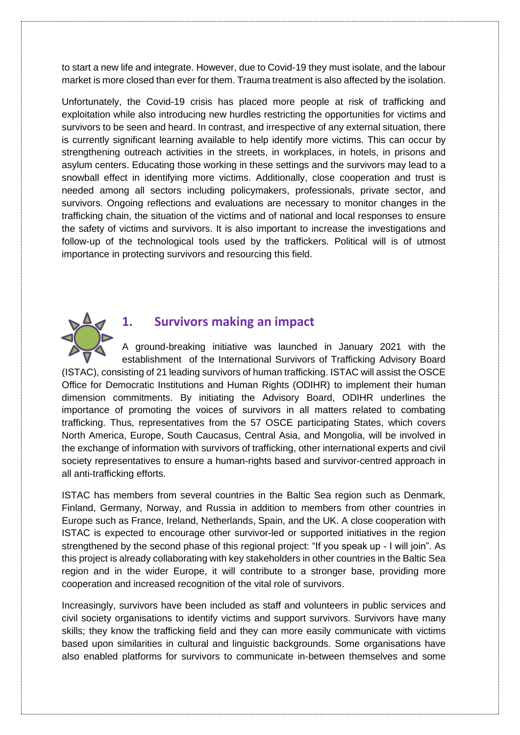to start a new life and integrate. However, due to Covid-19 they must isolate, and the labour market is more closed than ever for them. Trauma treatment is also affected by the isolation.

Unfortunately, the Covid-19 crisis has placed more people at risk of trafficking and exploitation while also introducing new hurdles restricting the opportunities for victims and survivors to be seen and heard. In contrast, and irrespective of any external situation, there is currently significant learning available to help identify more victims. This can occur by strengthening outreach activities in the streets, in workplaces, in hotels, in prisons and asylum centers. Educating those working in these settings and the survivors may lead to a snowball effect in identifying more victims. Additionally, close cooperation and trust is needed among all sectors including policymakers, professionals, private sector, and survivors. Ongoing reflections and evaluations are necessary to monitor changes in the trafficking chain, the situation of the victims and of national and local responses to ensure the safety of victims and survivors. It is also important to increase the investigations and follow-up of the technological tools used by the traffickers. Political will is of utmost importance in protecting survivors and resourcing this field.

## 1. Survivors making an impact

A ground-breaking initiative was launched in January 2021 with the establishment of the International Survivors of Trafficking Advisory Board (ISTAC), consisting of 21 leading survivors of human trafficking. ISTAC will assist the OSCE Office for Democratic Institutions and Human Rights (ODIHR) to implement their human dimension commitments. By initiating the Advisory Board, ODIHR underlines the importance of promoting the voices of survivors in all matters related to combating trafficking. Thus, representatives from the 57 OSCE participating States, which covers North America, Europe, South Caucasus, Central Asia, and Mongolia, will be involved in the exchange of information with survivors of trafficking, other international experts and civil society representatives to ensure a human-rights based and survivor-centred approach in all anti-trafficking efforts.

ISTAC has members from several countries in the Baltic Sea region such as Denmark, Finland, Germany, Norway, and Russia in addition to members from other countries in Europe such as France, Ireland, Netherlands, Spain, and the UK. A close cooperation with ISTAC is expected to encourage other survivor-led or supported initiatives in the region strengthened by the second phase of this regional project: "If you speak up - I will join". As this project is already collaborating with key stakeholders in other countries in the Baltic Sea region and in the wider Europe, it will contribute to a stronger base, providing more cooperation and increased recognition of the vital role of survivors.

Increasingly, survivors have been included as staff and volunteers in public services and civil society organisations to identify victims and support survivors. Survivors have many skills; they know the trafficking field and they can more easily communicate with victims based upon similarities in cultural and linguistic backgrounds. Some organisations have also enabled platforms for survivors to communicate in-between themselves and some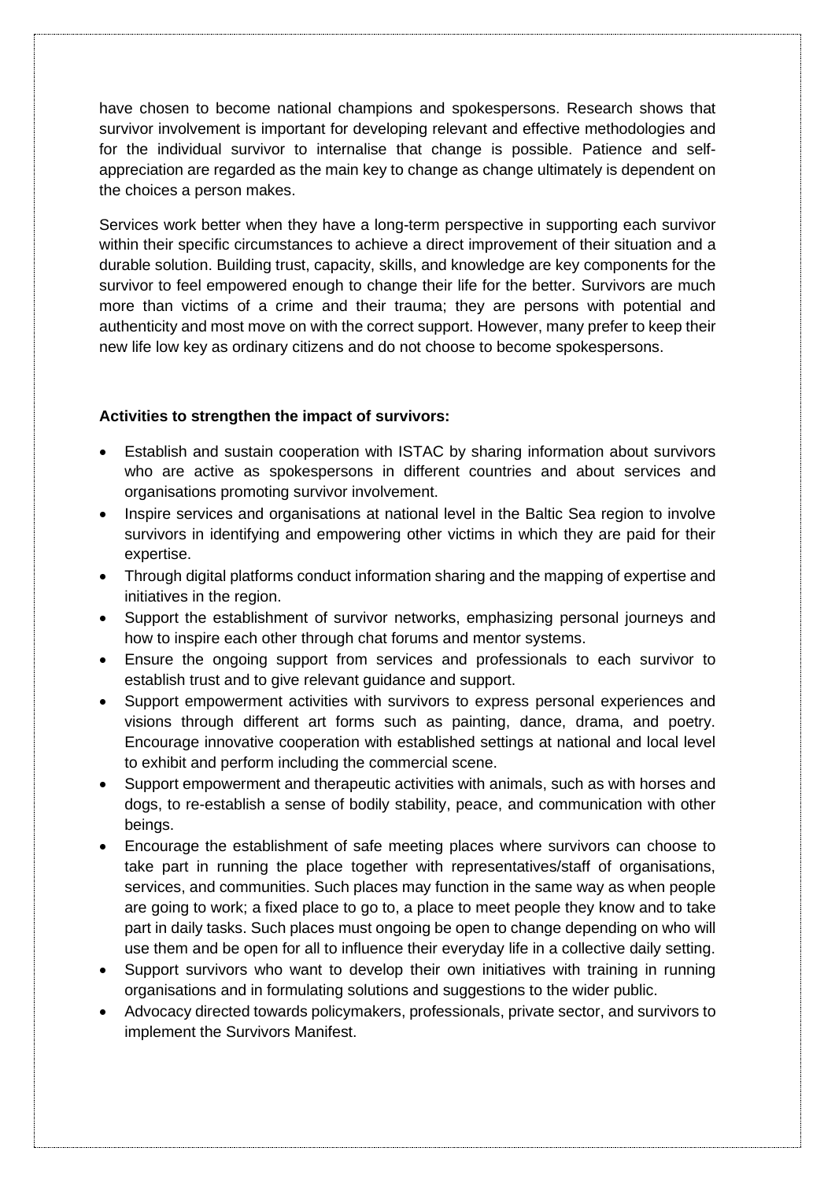have chosen to become national champions and spokespersons. Research shows that survivor involvement is important for developing relevant and effective methodologies and for the individual survivor to internalise that change is possible. Patience and self-appreciation are regarded as the main key to change as change ultimately is dependent on the choices a person makes.

Services work better when they have a long-term perspective in supporting each survivor within their specific circumstances to achieve a direct improvement of their situation and a durable solution. Building trust, capacity, skills, and knowledge are key components for the survivor to feel empowered enough to change their life for the better. Survivors are much more than victims of a crime and their trauma; they are persons with potential and authenticity and most move on with the correct support. However, many prefer to keep their new life low key as ordinary citizens and do not choose to become spokespersons.

**Activities to strengthen the impact of survivors:**

- Establish and sustain cooperation with ISTAC by sharing information about survivors who are active as spokespersons in different countries and about services and organisations promoting survivor involvement.
- Inspire services and organisations at national level in the Baltic Sea region to involve survivors in identifying and empowering other victims in which they are paid for their expertise.
- Through digital platforms conduct information sharing and the mapping of expertise and initiatives in the region.
- Support the establishment of survivor networks, emphasizing personal journeys and how to inspire each other through chat forums and mentor systems.
- Ensure the ongoing support from services and professionals to each survivor to establish trust and to give relevant guidance and support.
- Support empowerment activities with survivors to express personal experiences and visions through different art forms such as painting, dance, drama, and poetry. Encourage innovative cooperation with established settings at national and local level to exhibit and perform including the commercial scene.
- Support empowerment and therapeutic activities with animals, such as with horses and dogs, to re-establish a sense of bodily stability, peace, and communication with other beings.
- Encourage the establishment of safe meeting places where survivors can choose to take part in running the place together with representatives/staff of organisations, services, and communities. Such places may function in the same way as when people are going to work; a fixed place to go to, a place to meet people they know and to take part in daily tasks. Such places must ongoing be open to change depending on who will use them and be open for all to influence their everyday life in a collective daily setting.
- Support survivors who want to develop their own initiatives with training in running organisations and in formulating solutions and suggestions to the wider public.
- Advocacy directed towards policymakers, professionals, private sector, and survivors to implement the Survivors Manifest.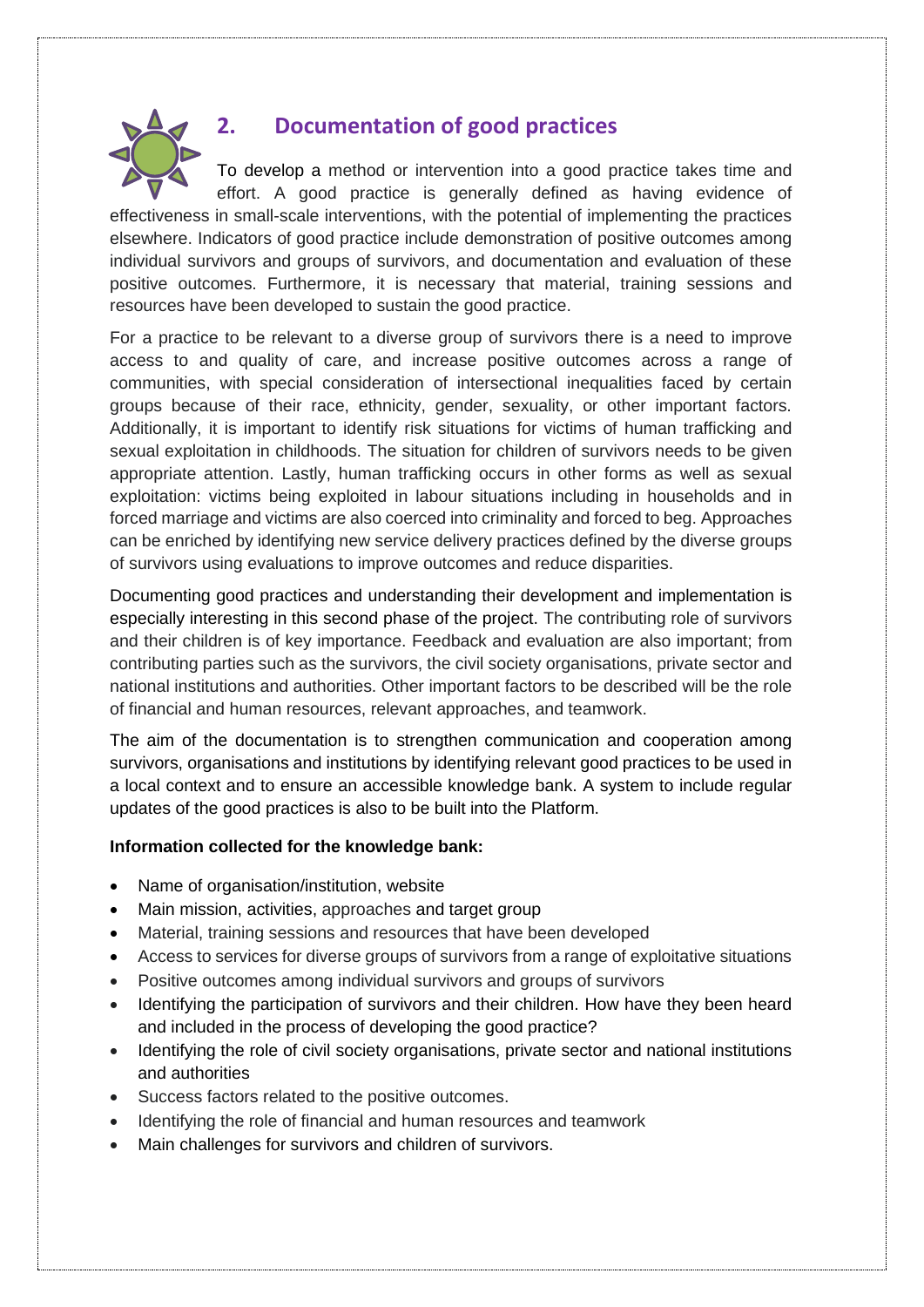## 2. Documentation of good practices

To develop a method or intervention into a good practice takes time and effort. A good practice is generally defined as having evidence of effectiveness in small-scale interventions, with the potential of implementing the practices elsewhere. Indicators of good practice include demonstration of positive outcomes among individual survivors and groups of survivors, and documentation and evaluation of these positive outcomes. Furthermore, it is necessary that material, training sessions and resources have been developed to sustain the good practice.

For a practice to be relevant to a diverse group of survivors there is a need to improve access to and quality of care, and increase positive outcomes across a range of communities, with special consideration of intersectional inequalities faced by certain groups because of their race, ethnicity, gender, sexuality, or other important factors. Additionally, it is important to identify risk situations for victims of human trafficking and sexual exploitation in childhoods. The situation for children of survivors needs to be given appropriate attention. Lastly, human trafficking occurs in other forms as well as sexual exploitation: victims being exploited in labour situations including in households and in forced marriage and victims are also coerced into criminality and forced to beg. Approaches can be enriched by identifying new service delivery practices defined by the diverse groups of survivors using evaluations to improve outcomes and reduce disparities.

Documenting good practices and understanding their development and implementation is especially interesting in this second phase of the project. The contributing role of survivors and their children is of key importance. Feedback and evaluation are also important; from contributing parties such as the survivors, the civil society organisations, private sector and national institutions and authorities. Other important factors to be described will be the role of financial and human resources, relevant approaches, and teamwork.

The aim of the documentation is to strengthen communication and cooperation among survivors, organisations and institutions by identifying relevant good practices to be used in a local context and to ensure an accessible knowledge bank. A system to include regular updates of the good practices is also to be built into the Platform.

**Information collected for the knowledge bank:**

- Name of organisation/institution, website
- Main mission, activities, approaches and target group
- Material, training sessions and resources that have been developed
- Access to services for diverse groups of survivors from a range of exploitative situations
- Positive outcomes among individual survivors and groups of survivors
- Identifying the participation of survivors and their children. How have they been heard and included in the process of developing the good practice?
- Identifying the role of civil society organisations, private sector and national institutions and authorities
- Success factors related to the positive outcomes.
- Identifying the role of financial and human resources and teamwork
- Main challenges for survivors and children of survivors.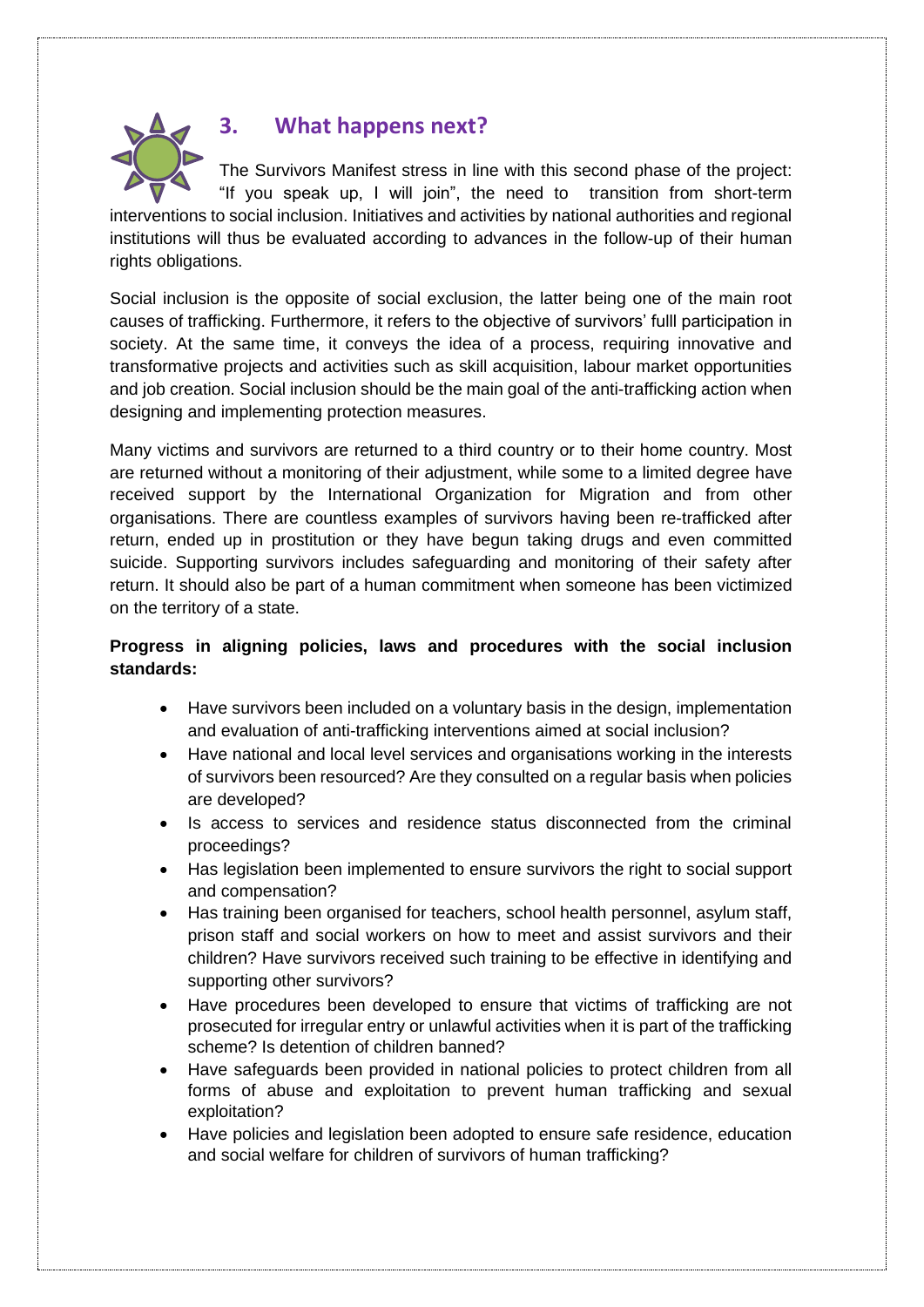## 3. What happens next?

The Survivors Manifest stress in line with this second phase of the project: "If you speak up, I will join", the need to transition from short-term interventions to social inclusion. Initiatives and activities by national authorities and regional institutions will thus be evaluated according to advances in the follow-up of their human rights obligations.

Social inclusion is the opposite of social exclusion, the latter being one of the main root causes of trafficking. Furthermore, it refers to the objective of survivors' fulll participation in society. At the same time, it conveys the idea of a process, requiring innovative and transformative projects and activities such as skill acquisition, labour market opportunities and job creation. Social inclusion should be the main goal of the anti-trafficking action when designing and implementing protection measures.

Many victims and survivors are returned to a third country or to their home country. Most are returned without a monitoring of their adjustment, while some to a limited degree have received support by the International Organization for Migration and from other organisations. There are countless examples of survivors having been re-trafficked after return, ended up in prostitution or they have begun taking drugs and even committed suicide. Supporting survivors includes safeguarding and monitoring of their safety after return. It should also be part of a human commitment when someone has been victimized on the territory of a state.

**Progress in aligning policies, laws and procedures with the social inclusion standards:**

- Have survivors been included on a voluntary basis in the design, implementation and evaluation of anti-trafficking interventions aimed at social inclusion?
- Have national and local level services and organisations working in the interests of survivors been resourced? Are they consulted on a regular basis when policies are developed?
- Is access to services and residence status disconnected from the criminal proceedings?
- Has legislation been implemented to ensure survivors the right to social support and compensation?
- Has training been organised for teachers, school health personnel, asylum staff, prison staff and social workers on how to meet and assist survivors and their children? Have survivors received such training to be effective in identifying and supporting other survivors?
- Have procedures been developed to ensure that victims of trafficking are not prosecuted for irregular entry or unlawful activities when it is part of the trafficking scheme? Is detention of children banned?
- Have safeguards been provided in national policies to protect children from all forms of abuse and exploitation to prevent human trafficking and sexual exploitation?
- Have policies and legislation been adopted to ensure safe residence, education and social welfare for children of survivors of human trafficking?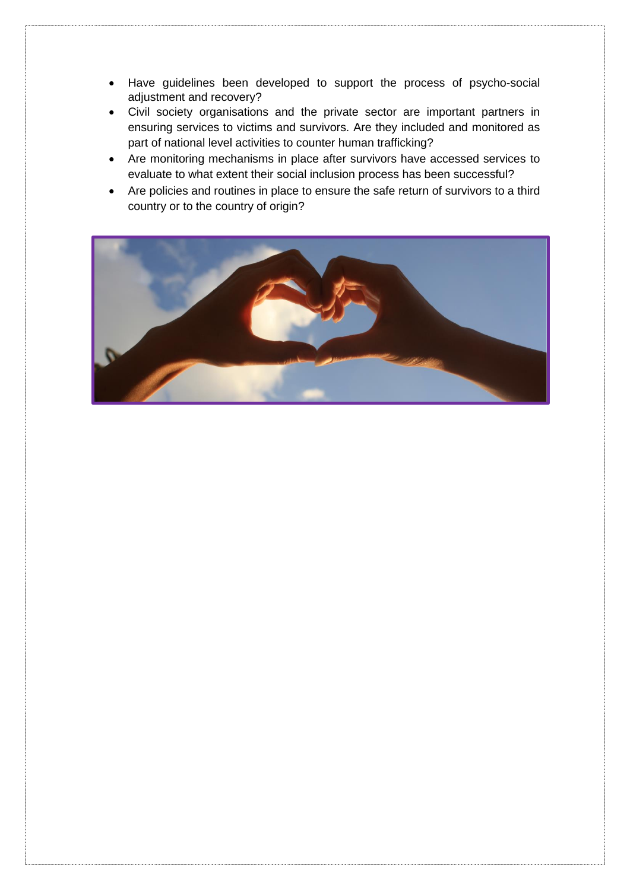- Have guidelines been developed to support the process of psycho-social adjustment and recovery?
- Civil society organisations and the private sector are important partners in ensuring services to victims and survivors. Are they included and monitored as part of national level activities to counter human trafficking?
- Are monitoring mechanisms in place after survivors have accessed services to evaluate to what extent their social inclusion process has been successful?
- Are policies and routines in place to ensure the safe return of survivors to a third country or to the country of origin?